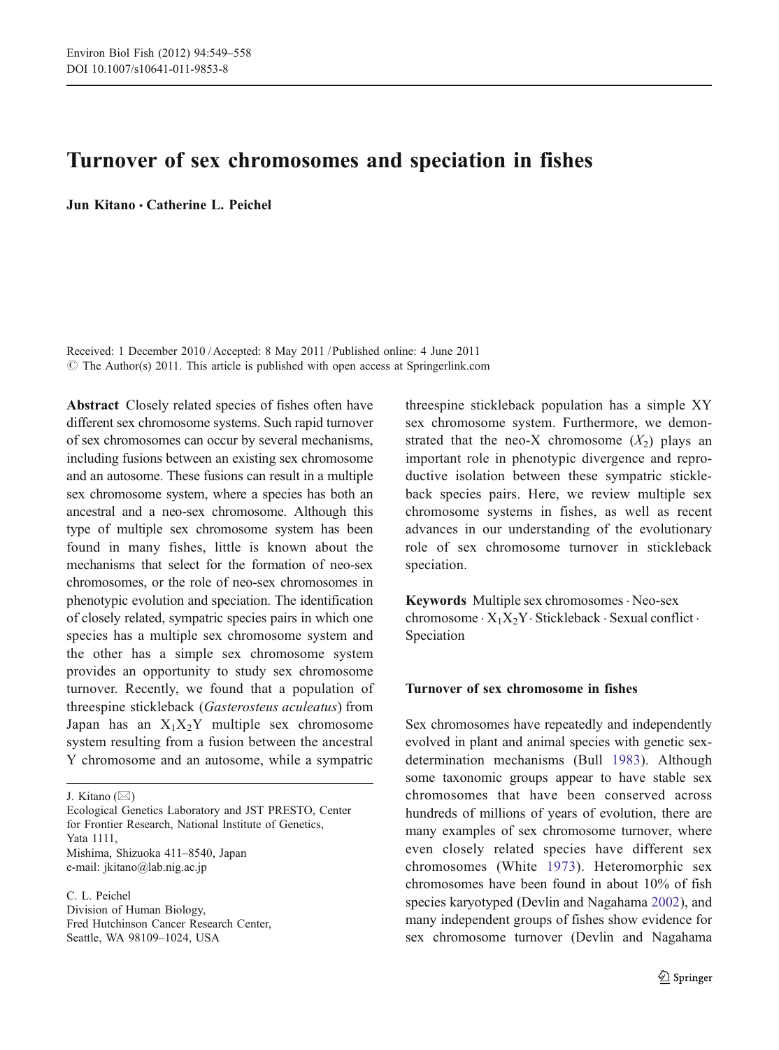# Turnover of sex chromosomes and speciation in fishes

**Jun Kitano · Catherine L. Peichel**

Received: 1 December 2010 / Accepted: 8 May 2011 / Published online: 4 June 2011
© The Author(s) 2011. This article is published with open access at Springerlink.com

**Abstract** Closely related species of fishes often have different sex chromosome systems. Such rapid turnover of sex chromosomes can occur by several mechanisms, including fusions between an existing sex chromosome and an autosome. These fusions can result in a multiple sex chromosome system, where a species has both an ancestral and a neo-sex chromosome. Although this type of multiple sex chromosome system has been found in many fishes, little is known about the mechanisms that select for the formation of neo-sex chromosomes, or the role of neo-sex chromosomes in phenotypic evolution and speciation. The identification of closely related, sympatric species pairs in which one species has a multiple sex chromosome system and the other has a simple sex chromosome system provides an opportunity to study sex chromosome turnover. Recently, we found that a population of threespine stickleback (*Gasterosteus aculeatus*) from Japan has an $X_1X_2Y$ multiple sex chromosome system resulting from a fusion between the ancestral Y chromosome and an autosome, while a sympatric threespine stickleback population has a simple XY sex chromosome system. Furthermore, we demonstrated that the neo-X chromosome ($X_2$) plays an important role in phenotypic divergence and reproductive isolation between these sympatric stickleback species pairs. Here, we review multiple sex chromosome systems in fishes, as well as recent advances in our understanding of the evolutionary role of sex chromosome turnover in stickleback speciation.

**Keywords** Multiple sex chromosomes · Neo-sex chromosome · $X_1X_2Y$ · Stickleback · Sexual conflict · Speciation

J. Kitano (✉)
Ecological Genetics Laboratory and JST PRESTO, Center for Frontier Research, National Institute of Genetics, Yata 1111,
Mishima, Shizuoka 411–8540, Japan
e-mail: jkitano@lab.nig.ac.jp

C. L. Peichel
Division of Human Biology,
Fred Hutchinson Cancer Research Center,
Seattle, WA 98109–1024, USA

## Turnover of sex chromosome in fishes

Sex chromosomes have repeatedly and independently evolved in plant and animal species with genetic sex-determination mechanisms (Bull 1983). Although some taxonomic groups appear to have stable sex chromosomes that have been conserved across hundreds of millions of years of evolution, there are many examples of sex chromosome turnover, where even closely related species have different sex chromosomes (White 1973). Heteromorphic sex chromosomes have been found in about 10% of fish species karyotyped (Devlin and Nagahama 2002), and many independent groups of fishes show evidence for sex chromosome turnover (Devlin and Nagahama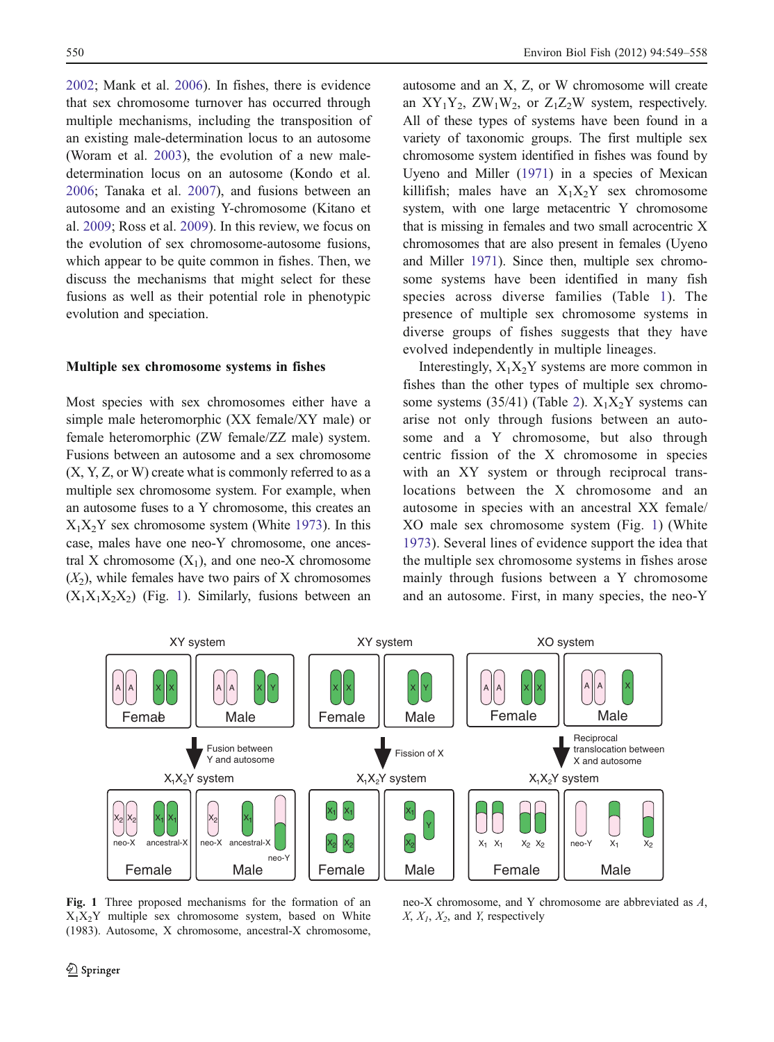2002; Mank et al. 2006). In fishes, there is evidence that sex chromosome turnover has occurred through multiple mechanisms, including the transposition of an existing male-determination locus to an autosome (Woram et al. 2003), the evolution of a new male-determination locus on an autosome (Kondo et al. 2006; Tanaka et al. 2007), and fusions between an autosome and an existing Y-chromosome (Kitano et al. 2009; Ross et al. 2009). In this review, we focus on the evolution of sex chromosome-autosome fusions, which appear to be quite common in fishes. Then, we discuss the mechanisms that might select for these fusions as well as their potential role in phenotypic evolution and speciation.

## Multiple sex chromosome systems in fishes

Most species with sex chromosomes either have a simple male heteromorphic (XX female/XY male) or female heteromorphic (ZW female/ZZ male) system. Fusions between an autosome and a sex chromosome (X, Y, Z, or W) create what is commonly referred to as a multiple sex chromosome system. For example, when an autosome fuses to a Y chromosome, this creates an $X_1X_2Y$ sex chromosome system (White 1973). In this case, males have one neo-Y chromosome, one ancestral X chromosome ($X_1$), and one neo-X chromosome ($X_2$), while females have two pairs of X chromosomes ($X_1X_1X_2X_2$) (Fig. 1). Similarly, fusions between an autosome and an X, Z, or W chromosome will create an $XY_1Y_2$, $ZW_1W_2$, or $Z_1Z_2W$ system, respectively. All of these types of systems have been found in a variety of taxonomic groups. The first multiple sex chromosome system identified in fishes was found by Uyeno and Miller (1971) in a species of Mexican killifish; males have an $X_1X_2Y$ sex chromosome system, with one large metacentric Y chromosome that is missing in females and two small acrocentric X chromosomes that are also present in females (Uyeno and Miller 1971). Since then, multiple sex chromosome systems have been identified in many fish species across diverse families (Table 1). The presence of multiple sex chromosome systems in diverse groups of fishes suggests that they have evolved independently in multiple lineages.

Interestingly, $X_1X_2Y$ systems are more common in fishes than the other types of multiple sex chromosome systems (35/41) (Table 2). $X_1X_2Y$ systems can arise not only through fusions between an autosome and a Y chromosome, but also through centric fission of the X chromosome in species with an XY system or through reciprocal translocations between the X chromosome and an autosome in species with an ancestral XX female/XO male sex chromosome system (Fig. 1) (White 1973). Several lines of evidence support the idea that the multiple sex chromosome systems in fishes arose mainly through fusions between a Y chromosome and an autosome. First, in many species, the neo-Y

XY system
Female
Male
Fusion between Y and autosome
$X_1X_2Y$ system
neo-X
ancestral-X
neo-Y
Female
Male

XY system
Female
Male
Fission of X
$X_1X_2Y$ system
Female
Male

XO system
Female
Male
Reciprocal translocation between X and autosome
$X_1X_2Y$ system
Female
Male

**Fig. 1** Three proposed mechanisms for the formation of an $X_1X_2Y$ multiple sex chromosome system, based on White (1983). Autosome, X chromosome, ancestral-X chromosome, neo-X chromosome, and Y chromosome are abbreviated as *A*, *X*, $X_1$, $X_2$, and *Y*, respectively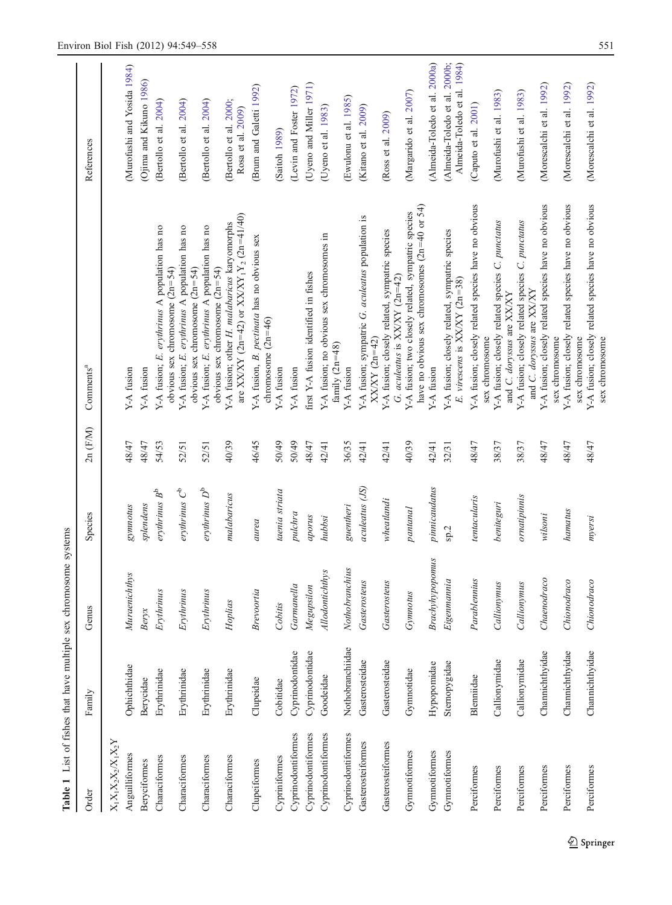**Table 1** List of fishes that have multiple sex chromosome systems

| Order | Family | Genus | Species | 2n (F/M) | Comments[a] | References |
|---|---|---|---|---|---|---|
| $X_1X_1X_2X_2/X_1X_2Y$ | | | | | | |
| Anguilliformes | Ophichthidae | *Muraenichthys* | *gymnotus* | 48/47 | Y-A fusion | (Murofushi and Yosida 1984) |
| Beryciformes | Berycidae | *Beryx* | *splendens* | 48/47 | Y-A fusion | (Ojima and Kikuno 1986) |
| Characiformes | Erythrinidae | *Erythrinus* | *erythrinus B*[b] | 54/53 | Y-A fusion; *E. erythrinus* A population has no obvious sex chromosome (2n=54) | (Bertollo et al. 2004) |
| Characiformes | Erythrinidae | *Erythrinus* | *erythrinus C*[b] | 52/51 | Y-A fusion; *E. erythrinus* A population has no obvious sex chromosome (2n=54) | (Bertollo et al. 2004) |
| Characiformes | Erythrinidae | *Erythrinus* | *erythrinus D*[b] | 52/51 | Y-A fusion; *E. erythrinus* A population has no obvious sex chromosome (2n=54) | (Bertollo et al. 2004) |
| Characiformes | Erythrinidae | *Hoplias* | *malabaricus* | 40/39 | Y-A fusion; other *H. malabaricus* karyomorphs are XX/XY (2n=42) or $XX/XY_1Y_2$ (2n=41/40) | (Bertollo et al. 2000; Rosa et al. 2009) |
| Clupeiformes | Clupeidae | *Brevoortia* | *aurea* | 46/45 | Y-A fusion, *B. pectinata* has no obvious sex chromosome (2n=46) | (Brum and Galetti 1992) |
| Cypriniformes | Cobitidae | *Cobitis* | *taenia striata* | 50/49 | Y-A fusion | (Saitoh 1989) |
| Cyprinodontiformes | Cyprinodontidae | *Garmanella* | *pulchra* | 50/49 | Y-A fusion | (Levin and Foster 1972) |
| Cyprinodontiformes | Cyprinodontidae | *Megupsilon* | *aporus* | 48/47 | first Y-A fusion identified in fishes | (Uyeno and Miller 1971) |
| Cyprinodontiformes | Goodeidae | *Allodontichthys* | *hubbsi* | 42/41 | Y-A fusion; no obvious sex chromosomes in family (2n=48) | (Uyeno et al. 1983) |
| Cyprinodontiformes | Nothobranchiidae | *Nothobranchius* | *guentheri* | 36/35 | Y-A fusion | (Ewulonu et al. 1985) |
| Gasterosteiformes | Gasterosteidae | *Gasterosteus* | *aculeatus (JS)* | 42/41 | Y-A fusion; sympatric *G. aculeatus* population is XX/XY (2n=42) | (Kitano et al. 2009) |
| Gasterosteiformes | Gasterosteidae | *Gasterosteus* | *wheatlandi* | 42/41 | Y-A fusion; closely related, sympatric species *G. aculeatus* is XX/XY (2n=42) | (Ross et al. 2009) |
| Gymnotiformes | Gymnotidae | *Gymnotus* | *pantanal* | 40/39 | Y-A fusion; two closely related, sympatric species have no obvious sex chromosomes (2n=40 or 54) | (Margarido et al. 2007) |
| Gymnotiformes | Hypopomidae | *Brachyhypopomus* | *pinnicaudatus* | 42/41 | Y-A fusion | (Almeida-Toledo et al. 2000a) |
| Gymnotiformes | Sternopygidae | *Eigenmannia* | sp.2 | 32/31 | Y-A fusion; closely related, sympatric species *E. virescens* is XX/XY (2n=38) | (Almeida-Toledo et al. 2000b; Almeida-Toledo et al. 1984) |
| Perciformes | Blenniidae | *Parablennius* | *tentacularis* | 48/47 | Y-A fusion; closely related species have no obvious sex chromosome | (Caputo et al. 2001) |
| Perciformes | Callionymidae | *Callionymus* | *beniteguri* | 38/37 | Y-A fusion; closely related species *C. punctatus* and *C. doryssus* are XX/XY | (Murofushi et al. 1983) |
| Perciformes | Callionymidae | *Callionymus* | *ornatipinnis* | 38/37 | Y-A fusion; closely related species *C. punctatus* and *C. doryssus* are XX/XY | (Murofushi et al. 1983) |
| Perciformes | Channichthyidae | *Chaenodraco* | *wilsoni* | 48/47 | Y-A fusion; closely related species have no obvious sex chromosome | (Morescalchi et al. 1992) |
| Perciformes | Channichthyidae | *Chionodraco* | *hamatus* | 48/47 | Y-A fusion; closely related species have no obvious sex chromosome | (Morescalchi et al. 1992) |
| Perciformes | Channichthyidae | *Chionodraco* | *myersi* | 48/47 | Y-A fusion; closely related species have no obvious sex chromosome | (Morescalchi et al. 1992) |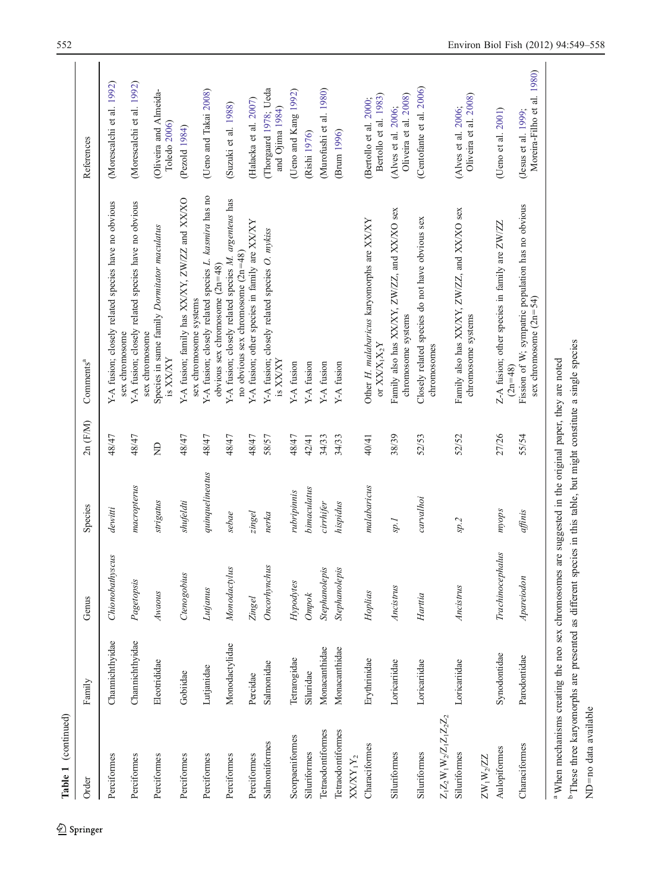**Table 1** (continued)

| Order | Family | Genus | Species | 2n (F/M) | Comments[a] | References |
|---|---|---|---|---|---|---|
| Perciformes | Channichthyidae | *Chionobathyscus* | *dewitti* | 48/47 | Y-A fusion; closely related species have no obvious sex chromosome | (Morescalchi et al. 1992) |
| Perciformes | Channichthyidae | *Pagetopsis* | *macropterus* | 48/47 | Y-A fusion; closely related species have no obvious sex chromosome | (Morescalchi et al. 1992) |
| Perciformes | Eleotrididae | *Awaous* | *strigatus* | ND | Species in same family *Dormitator maculatus* is XX/XY | (Oliveira and Almeida-Toledo 2006) |
| Perciformes | Gobiidae | *Ctenogobius* | *shufeldti* | 48/47 | Y-A fusion; family has XX/XY, ZW/ZZ and XX/XO sex chromosome systems | (Pezold 1984) |
| Perciformes | Lutjanidae | *Lutjanus* | *quinquelineatus* | 48/47 | Y-A fusion; closely related species *L. kasmira* has no obvious sex chromosome (2n=48) | (Ueno and Takai 2008) |
| Perciformes | Monodactylidae | *Monodactylus* | *sebae* | 48/47 | Y-A fusion; closely related species *M. argenteus* has no obvious sex chromosome (2n=48) | (Suzuki et al. 1988) |
| Perciformes | Percidae | *Zingel* | *zingel* | 48/47 | Y-A fusion; other species in family are XX/XY | (Halacka et al. 2007) |
| Salmoniformes | Salmonidae | *Oncorhynchus* | *nerka* | 58/57 | Y-A fusion; closely related species *O. mykiss* is XX/XY | (Thorgaard 1978; Ueda and Ojima 1984) |
| Scorpaeniformes | Tetrarogidae | *Hypodytes* | *rubripinnis* | 48/47 | Y-A fusion | (Ueno and Kang 1992) |
| Siluriformes | Siluridae | *Ompok* | *bimaculatus* | 42/41 | Y-A fusion | (Rishi 1976) |
| Tetraodontiformes | Monacanthidae | *Stephanolepis* | *cirrhifer* | 34/33 | Y-A fusion | (Murofushi et al. 1980) |
| Tetraodontiformes | Monacanthidae | *Stephanolepis* | *hispidus* | 34/33 | Y-A fusion | (Brum 1996) |
| $XX/XY_1Y_2$ | | | | | | |
| Characiformes | Erythrinidae | *Hoplias* | *malabaricus* | 40/41 | Other *H. malabaricus* karyomorphs are XX/XY or $XX/X_1X_2Y$ | (Bertollo et al. 2000; Bertollo et al. 1983) |
| Siluriformes | Loricariidae | *Ancistrus* | *sp.1* | 38/39 | Family also has XX/XY, ZW/ZZ, and XX/XO sex chromosome systems | (Alves et al. 2006; Oliveira et al. 2008) |
| Siluriformes | Loricariidae | *Harttia* | *carvalhoi* | 52/53 | Closely related species do not have obvious sex chromosomes | (Centofante et al. 2006) |
| $Z_1Z_2W_1W_2/Z_1Z_1Z_2Z_2$ | | | | | | |
| Siluriformes | Loricariidae | *Ancistrus* | *sp.2* | 52/52 | Family also has XX/XY, ZW/ZZ, and XX/XO sex chromosome systems | (Alves et al. 2006; Oliveira et al. 2008) |
| $ZW_1W_2/ZZ$ | | | | | | |
| Aulopiformes | Synodontidae | *Trachinocephalus* | *myops* | 27/26 | Z-A fusion; other species in family are ZW/ZZ (2n=48) | (Ueno et al. 2001) |
| Characiformes | Parodontidae | *Apareiodon* | *affinis* | 55/54 | Fission of W; sympatric population has no obvious sex chromosome (2n=54) | (Jesus et al. 1999; Moreira-Filho et al. 1980) |

[a] When mechanisms creating the neo sex chromosomes are suggested in the original paper, they are noted

[b] These three karyomorphs are presented as different species in this table, but might constitute a single species

ND=no data available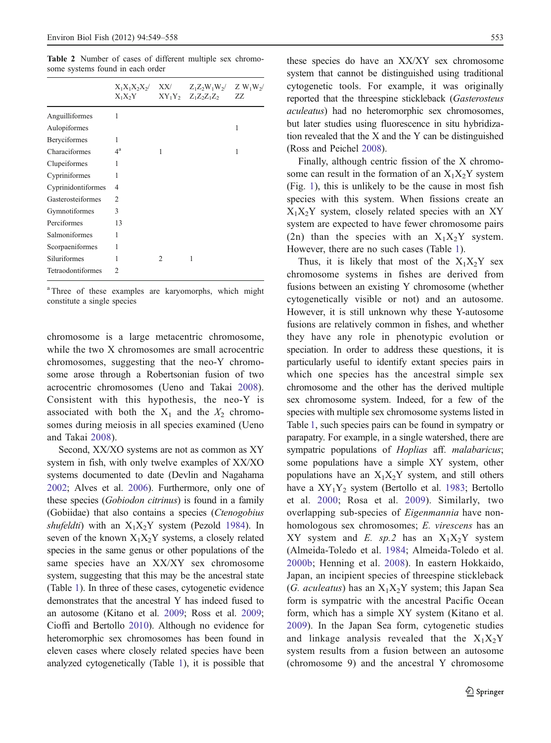**Table 2** Number of cases of different multiple sex chromosome systems found in each order

| | $X_1X_1X_2X_2/X_1X_2Y$ | $XX/XY_1Y_2$ | $Z_1Z_2W_1W_2/Z_1Z_2Z_1Z_2$ | $Z\ W_1W_2/ZZ$ |
|---|---|---|---|---|
| Anguilliformes | 1 | | | |
| Aulopiformes | | | | 1 |
| Beryciformes | 1 | | | |
| Characiformes | 4[a] | 1 | | 1 |
| Clupeiformes | 1 | | | |
| Cypriniformes | 1 | | | |
| Cyprinidontiformes | 4 | | | |
| Gasterosteiformes | 2 | | | |
| Gymnotiformes | 3 | | | |
| Perciformes | 13 | | | |
| Salmoniformes | 1 | | | |
| Scorpaeniformes | 1 | | | |
| Siluriformes | 1 | 2 | 1 | |
| Tetraodontiformes | 2 | | | |

[a] Three of these examples are karyomorphs, which might constitute a single species

chromosome is a large metacentric chromosome, while the two X chromosomes are small acrocentric chromosomes, suggesting that the neo-Y chromosome arose through a Robertsonian fusion of two acrocentric chromosomes (Ueno and Takai 2008). Consistent with this hypothesis, the neo-Y is associated with both the $X_1$ and the $X_2$ chromosomes during meiosis in all species examined (Ueno and Takai 2008).

Second, XX/XO systems are not as common as XY system in fish, with only twelve examples of XX/XO systems documented to date (Devlin and Nagahama 2002; Alves et al. 2006). Furthermore, only one of these species (*Gobiodon citrinus*) is found in a family (Gobiidae) that also contains a species (*Ctenogobius shufeldti*) with an $X_1X_2Y$ system (Pezold 1984). In seven of the known $X_1X_2Y$ systems, a closely related species in the same genus or other populations of the same species have an XX/XY sex chromosome system, suggesting that this may be the ancestral state (Table 1). In three of these cases, cytogenetic evidence demonstrates that the ancestral Y has indeed fused to an autosome (Kitano et al. 2009; Ross et al. 2009; Cioffi and Bertollo 2010). Although no evidence for heteromorphic sex chromosomes has been found in eleven cases where closely related species have been analyzed cytogenetically (Table 1), it is possible that these species do have an XX/XY sex chromosome system that cannot be distinguished using traditional cytogenetic tools. For example, it was originally reported that the threespine stickleback (*Gasterosteus aculeatus*) had no heteromorphic sex chromosomes, but later studies using fluorescence in situ hybridization revealed that the X and the Y can be distinguished (Ross and Peichel 2008).

Finally, although centric fission of the X chromosome can result in the formation of an $X_1X_2Y$ system (Fig. 1), this is unlikely to be the cause in most fish species with this system. When fissions create an $X_1X_2Y$ system, closely related species with an XY system are expected to have fewer chromosome pairs (2n) than the species with an $X_1X_2Y$ system. However, there are no such cases (Table 1).

Thus, it is likely that most of the $X_1X_2Y$ sex chromosome systems in fishes are derived from fusions between an existing Y chromosome (whether cytogenetically visible or not) and an autosome. However, it is still unknown why these Y-autosome fusions are relatively common in fishes, and whether they have any role in phenotypic evolution or speciation. In order to address these questions, it is particularly useful to identify extant species pairs in which one species has the ancestral simple sex chromosome and the other has the derived multiple sex chromosome system. Indeed, for a few of the species with multiple sex chromosome systems listed in Table 1, such species pairs can be found in sympatry or parapatry. For example, in a single watershed, there are sympatric populations of *Hoplias* aff. *malabaricus*; some populations have a simple XY system, other populations have an $X_1X_2Y$ system, and still others have a $XY_1Y_2$ system (Bertollo et al. 1983; Bertollo et al. 2000; Rosa et al. 2009). Similarly, two overlapping sub-species of *Eigenmannia* have non-homologous sex chromosomes; *E. virescens* has an XY system and *E. sp.2* has an $X_1X_2Y$ system (Almeida-Toledo et al. 1984; Almeida-Toledo et al. 2000b; Henning et al. 2008). In eastern Hokkaido, Japan, an incipient species of threespine stickleback (*G. aculeatus*) has an $X_1X_2Y$ system; this Japan Sea form is sympatric with the ancestral Pacific Ocean form, which has a simple XY system (Kitano et al. 2009). In the Japan Sea form, cytogenetic studies and linkage analysis revealed that the $X_1X_2Y$ system results from a fusion between an autosome (chromosome 9) and the ancestral Y chromosome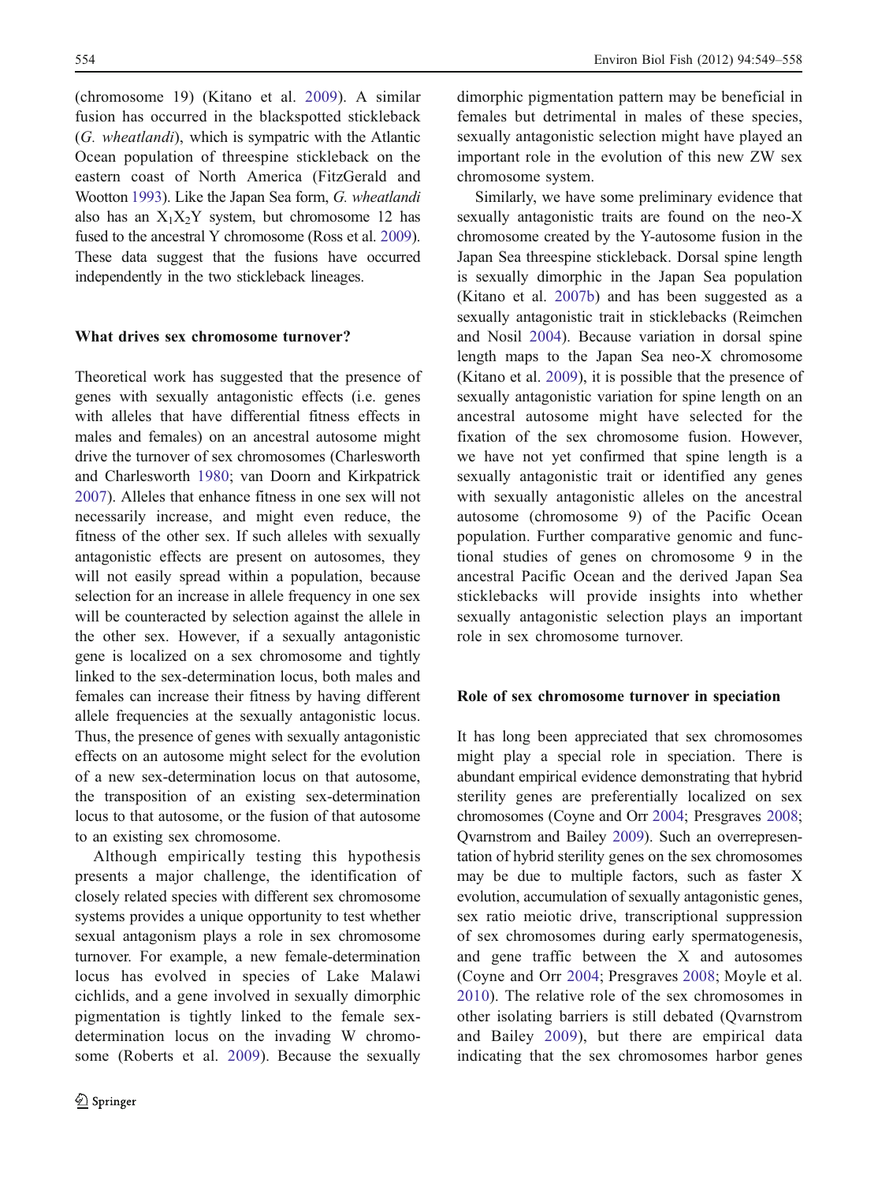(chromosome 19) (Kitano et al. 2009). A similar fusion has occurred in the blackspotted stickleback (*G. wheatlandi*), which is sympatric with the Atlantic Ocean population of threespine stickleback on the eastern coast of North America (FitzGerald and Wootton 1993). Like the Japan Sea form, *G. wheatlandi* also has an $X_1X_2Y$ system, but chromosome 12 has fused to the ancestral Y chromosome (Ross et al. 2009). These data suggest that the fusions have occurred independently in the two stickleback lineages.

## What drives sex chromosome turnover?

Theoretical work has suggested that the presence of genes with sexually antagonistic effects (i.e. genes with alleles that have differential fitness effects in males and females) on an ancestral autosome might drive the turnover of sex chromosomes (Charlesworth and Charlesworth 1980; van Doorn and Kirkpatrick 2007). Alleles that enhance fitness in one sex will not necessarily increase, and might even reduce, the fitness of the other sex. If such alleles with sexually antagonistic effects are present on autosomes, they will not easily spread within a population, because selection for an increase in allele frequency in one sex will be counteracted by selection against the allele in the other sex. However, if a sexually antagonistic gene is localized on a sex chromosome and tightly linked to the sex-determination locus, both males and females can increase their fitness by having different allele frequencies at the sexually antagonistic locus. Thus, the presence of genes with sexually antagonistic effects on an autosome might select for the evolution of a new sex-determination locus on that autosome, the transposition of an existing sex-determination locus to that autosome, or the fusion of that autosome to an existing sex chromosome.

Although empirically testing this hypothesis presents a major challenge, the identification of closely related species with different sex chromosome systems provides a unique opportunity to test whether sexual antagonism plays a role in sex chromosome turnover. For example, a new female-determination locus has evolved in species of Lake Malawi cichlids, and a gene involved in sexually dimorphic pigmentation is tightly linked to the female sex-determination locus on the invading W chromosome (Roberts et al. 2009). Because the sexually dimorphic pigmentation pattern may be beneficial in females but detrimental in males of these species, sexually antagonistic selection might have played an important role in the evolution of this new ZW sex chromosome system.

Similarly, we have some preliminary evidence that sexually antagonistic traits are found on the neo-X chromosome created by the Y-autosome fusion in the Japan Sea threespine stickleback. Dorsal spine length is sexually dimorphic in the Japan Sea population (Kitano et al. 2007b) and has been suggested as a sexually antagonistic trait in sticklebacks (Reimchen and Nosil 2004). Because variation in dorsal spine length maps to the Japan Sea neo-X chromosome (Kitano et al. 2009), it is possible that the presence of sexually antagonistic variation for spine length on an ancestral autosome might have selected for the fixation of the sex chromosome fusion. However, we have not yet confirmed that spine length is a sexually antagonistic trait or identified any genes with sexually antagonistic alleles on the ancestral autosome (chromosome 9) of the Pacific Ocean population. Further comparative genomic and functional studies of genes on chromosome 9 in the ancestral Pacific Ocean and the derived Japan Sea sticklebacks will provide insights into whether sexually antagonistic selection plays an important role in sex chromosome turnover.

## Role of sex chromosome turnover in speciation

It has long been appreciated that sex chromosomes might play a special role in speciation. There is abundant empirical evidence demonstrating that hybrid sterility genes are preferentially localized on sex chromosomes (Coyne and Orr 2004; Presgraves 2008; Qvarnstrom and Bailey 2009). Such an overrepresentation of hybrid sterility genes on the sex chromosomes may be due to multiple factors, such as faster X evolution, accumulation of sexually antagonistic genes, sex ratio meiotic drive, transcriptional suppression of sex chromosomes during early spermatogenesis, and gene traffic between the X and autosomes (Coyne and Orr 2004; Presgraves 2008; Moyle et al. 2010). The relative role of the sex chromosomes in other isolating barriers is still debated (Qvarnstrom and Bailey 2009), but there are empirical data indicating that the sex chromosomes harbor genes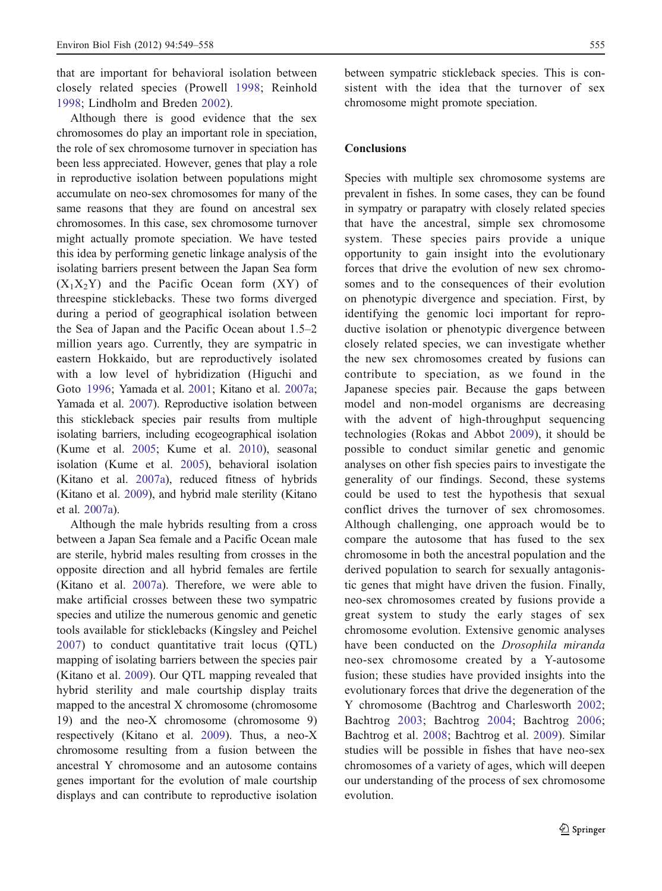that are important for behavioral isolation between closely related species (Prowell 1998; Reinhold 1998; Lindholm and Breden 2002).

Although there is good evidence that the sex chromosomes do play an important role in speciation, the role of sex chromosome turnover in speciation has been less appreciated. However, genes that play a role in reproductive isolation between populations might accumulate on neo-sex chromosomes for many of the same reasons that they are found on ancestral sex chromosomes. In this case, sex chromosome turnover might actually promote speciation. We have tested this idea by performing genetic linkage analysis of the isolating barriers present between the Japan Sea form ($X_1X_2Y$) and the Pacific Ocean form (XY) of threespine sticklebacks. These two forms diverged during a period of geographical isolation between the Sea of Japan and the Pacific Ocean about 1.5–2 million years ago. Currently, they are sympatric in eastern Hokkaido, but are reproductively isolated with a low level of hybridization (Higuchi and Goto 1996; Yamada et al. 2001; Kitano et al. 2007a; Yamada et al. 2007). Reproductive isolation between this stickleback species pair results from multiple isolating barriers, including ecogeographical isolation (Kume et al. 2005; Kume et al. 2010), seasonal isolation (Kume et al. 2005), behavioral isolation (Kitano et al. 2007a), reduced fitness of hybrids (Kitano et al. 2009), and hybrid male sterility (Kitano et al. 2007a).

Although the male hybrids resulting from a cross between a Japan Sea female and a Pacific Ocean male are sterile, hybrid males resulting from crosses in the opposite direction and all hybrid females are fertile (Kitano et al. 2007a). Therefore, we were able to make artificial crosses between these two sympatric species and utilize the numerous genomic and genetic tools available for sticklebacks (Kingsley and Peichel 2007) to conduct quantitative trait locus (QTL) mapping of isolating barriers between the species pair (Kitano et al. 2009). Our QTL mapping revealed that hybrid sterility and male courtship display traits mapped to the ancestral X chromosome (chromosome 19) and the neo-X chromosome (chromosome 9) respectively (Kitano et al. 2009). Thus, a neo-X chromosome resulting from a fusion between the ancestral Y chromosome and an autosome contains genes important for the evolution of male courtship displays and can contribute to reproductive isolation between sympatric stickleback species. This is consistent with the idea that the turnover of sex chromosome might promote speciation.

## Conclusions

Species with multiple sex chromosome systems are prevalent in fishes. In some cases, they can be found in sympatry or parapatry with closely related species that have the ancestral, simple sex chromosome system. These species pairs provide a unique opportunity to gain insight into the evolutionary forces that drive the evolution of new sex chromosomes and to the consequences of their evolution on phenotypic divergence and speciation. First, by identifying the genomic loci important for reproductive isolation or phenotypic divergence between closely related species, we can investigate whether the new sex chromosomes created by fusions can contribute to speciation, as we found in the Japanese species pair. Because the gaps between model and non-model organisms are decreasing with the advent of high-throughput sequencing technologies (Rokas and Abbot 2009), it should be possible to conduct similar genetic and genomic analyses on other fish species pairs to investigate the generality of our findings. Second, these systems could be used to test the hypothesis that sexual conflict drives the turnover of sex chromosomes. Although challenging, one approach would be to compare the autosome that has fused to the sex chromosome in both the ancestral population and the derived population to search for sexually antagonistic genes that might have driven the fusion. Finally, neo-sex chromosomes created by fusions provide a great system to study the early stages of sex chromosome evolution. Extensive genomic analyses have been conducted on the *Drosophila miranda* neo-sex chromosome created by a Y-autosome fusion; these studies have provided insights into the evolutionary forces that drive the degeneration of the Y chromosome (Bachtrog and Charlesworth 2002; Bachtrog 2003; Bachtrog 2004; Bachtrog 2006; Bachtrog et al. 2008; Bachtrog et al. 2009). Similar studies will be possible in fishes that have neo-sex chromosomes of a variety of ages, which will deepen our understanding of the process of sex chromosome evolution.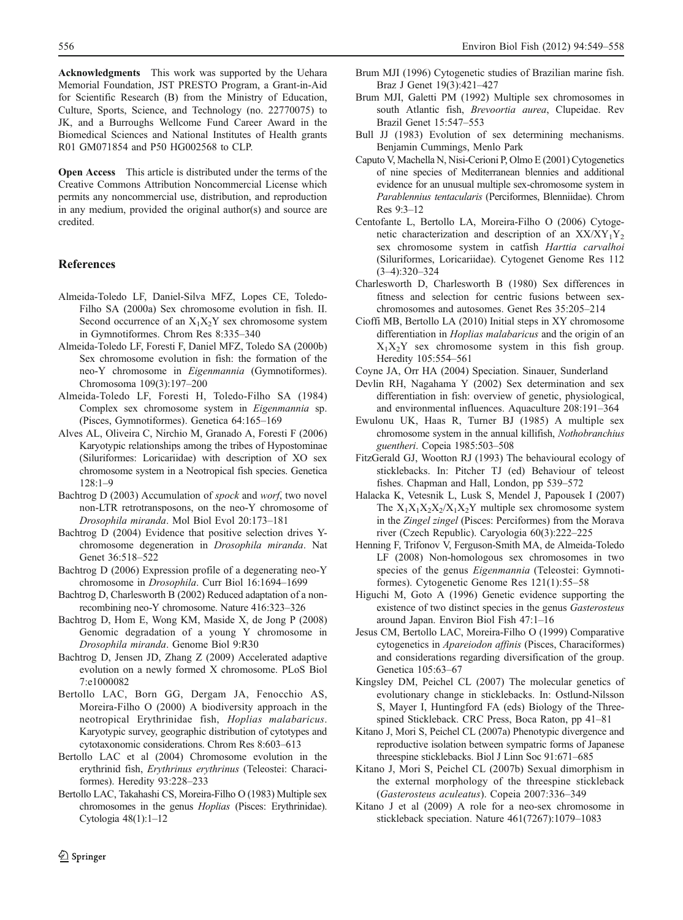**Acknowledgments** This work was supported by the Uehara Memorial Foundation, JST PRESTO Program, a Grant-in-Aid for Scientific Research (B) from the Ministry of Education, Culture, Sports, Science, and Technology (no. 22770075) to JK, and a Burroughs Wellcome Fund Career Award in the Biomedical Sciences and National Institutes of Health grants R01 GM071854 and P50 HG002568 to CLP.

**Open Access** This article is distributed under the terms of the Creative Commons Attribution Noncommercial License which permits any noncommercial use, distribution, and reproduction in any medium, provided the original author(s) and source are credited.

## References

Almeida-Toledo LF, Daniel-Silva MFZ, Lopes CE, Toledo-Filho SA (2000a) Sex chromosome evolution in fish. II. Second occurrence of an $X_1X_2Y$ sex chromosome system in Gymnotiformes. Chrom Res 8:335–340

Almeida-Toledo LF, Foresti F, Daniel MFZ, Toledo SA (2000b) Sex chromosome evolution in fish: the formation of the neo-Y chromosome in *Eigenmannia* (Gymnotiformes). Chromosoma 109(3):197–200

Almeida-Toledo LF, Foresti H, Toledo-Filho SA (1984) Complex sex chromosome system in *Eigenmannia* sp. (Pisces, Gymnotiformes). Genetica 64:165–169

Alves AL, Oliveira C, Nirchio M, Granado A, Foresti F (2006) Karyotypic relationships among the tribes of Hypostominae (Siluriformes: Loricariidae) with description of XO sex chromosome system in a Neotropical fish species. Genetica 128:1–9

Bachtrog D (2003) Accumulation of *spock* and *worf*, two novel non-LTR retrotransposons, on the neo-Y chromosome of *Drosophila miranda*. Mol Biol Evol 20:173–181

Bachtrog D (2004) Evidence that positive selection drives Y-chromosome degeneration in *Drosophila miranda*. Nat Genet 36:518–522

Bachtrog D (2006) Expression profile of a degenerating neo-Y chromosome in *Drosophila*. Curr Biol 16:1694–1699

Bachtrog D, Charlesworth B (2002) Reduced adaptation of a non-recombining neo-Y chromosome. Nature 416:323–326

Bachtrog D, Hom E, Wong KM, Maside X, de Jong P (2008) Genomic degradation of a young Y chromosome in *Drosophila miranda*. Genome Biol 9:R30

Bachtrog D, Jensen JD, Zhang Z (2009) Accelerated adaptive evolution on a newly formed X chromosome. PLoS Biol 7:e1000082

Bertollo LAC, Born GG, Dergam JA, Fenocchio AS, Moreira-Filho O (2000) A biodiversity approach in the neotropical Erythrinidae fish, *Hoplias malabaricus*. Karyotypic survey, geographic distribution of cytotypes and cytotaxonomic considerations. Chrom Res 8:603–613

Bertollo LAC et al (2004) Chromosome evolution in the erythrinid fish, *Erythrinus erythrinus* (Teleostei: Characiformes). Heredity 93:228–233

Bertollo LAC, Takahashi CS, Moreira-Filho O (1983) Multiple sex chromosomes in the genus *Hoplias* (Pisces: Erythrinidae). Cytologia 48(1):1–12

Brum MJI (1996) Cytogenetic studies of Brazilian marine fish. Braz J Genet 19(3):421–427

Brum MJI, Galetti PM (1992) Multiple sex chromosomes in south Atlantic fish, *Brevoortia aurea*, Clupeidae. Rev Brazil Genet 15:547–553

Bull JJ (1983) Evolution of sex determining mechanisms. Benjamin Cummings, Menlo Park

Caputo V, Machella N, Nisi-Cerioni P, Olmo E (2001) Cytogenetics of nine species of Mediterranean blennies and additional evidence for an unusual multiple sex-chromosome system in *Parablennius tentacularis* (Perciformes, Blenniidae). Chrom Res 9:3–12

Centofante L, Bertollo LA, Moreira-Filho O (2006) Cytogenetic characterization and description of an $XX/XY_1Y_2$ sex chromosome system in catfish *Harttia carvalhoi* (Siluriformes, Loricariidae). Cytogenet Genome Res 112 (3–4):320–324

Charlesworth D, Charlesworth B (1980) Sex differences in fitness and selection for centric fusions between sex-chromosomes and autosomes. Genet Res 35:205–214

Cioffi MB, Bertollo LA (2010) Initial steps in XY chromosome differentiation in *Hoplias malabaricus* and the origin of an $X_1X_2Y$ sex chromosome system in this fish group. Heredity 105:554–561

Coyne JA, Orr HA (2004) Speciation. Sinauer, Sunderland

Devlin RH, Nagahama Y (2002) Sex determination and sex differentiation in fish: overview of genetic, physiological, and environmental influences. Aquaculture 208:191–364

Ewulonu UK, Haas R, Turner BJ (1985) A multiple sex chromosome system in the annual killifish, *Nothobranchius guentheri*. Copeia 1985:503–508

FitzGerald GJ, Wootton RJ (1993) The behavioural ecology of sticklebacks. In: Pitcher TJ (ed) Behaviour of teleost fishes. Chapman and Hall, London, pp 539–572

Halacka K, Vetesnik L, Lusk S, Mendel J, Papousek I (2007) The $X_1X_1X_2X_2/X_1X_2Y$ multiple sex chromosome system in the *Zingel zingel* (Pisces: Perciformes) from the Morava river (Czech Republic). Caryologia 60(3):222–225

Henning F, Trifonov V, Ferguson-Smith MA, de Almeida-Toledo LF (2008) Non-homologous sex chromosomes in two species of the genus *Eigenmannia* (Teleostei: Gymnotiformes). Cytogenetic Genome Res 121(1):55–58

Higuchi M, Goto A (1996) Genetic evidence supporting the existence of two distinct species in the genus *Gasterosteus* around Japan. Environ Biol Fish 47:1–16

Jesus CM, Bertollo LAC, Moreira-Filho O (1999) Comparative cytogenetics in *Apareiodon affinis* (Pisces, Characiformes) and considerations regarding diversification of the group. Genetica 105:63–67

Kingsley DM, Peichel CL (2007) The molecular genetics of evolutionary change in sticklebacks. In: Ostlund-Nilsson S, Mayer I, Huntingford FA (eds) Biology of the Three-spined Stickleback. CRC Press, Boca Raton, pp 41–81

Kitano J, Mori S, Peichel CL (2007a) Phenotypic divergence and reproductive isolation between sympatric forms of Japanese threespine sticklebacks. Biol J Linn Soc 91:671–685

Kitano J, Mori S, Peichel CL (2007b) Sexual dimorphism in the external morphology of the threespine stickleback (*Gasterosteus aculeatus*). Copeia 2007:336–349

Kitano J et al (2009) A role for a neo-sex chromosome in stickleback speciation. Nature 461(7267):1079–1083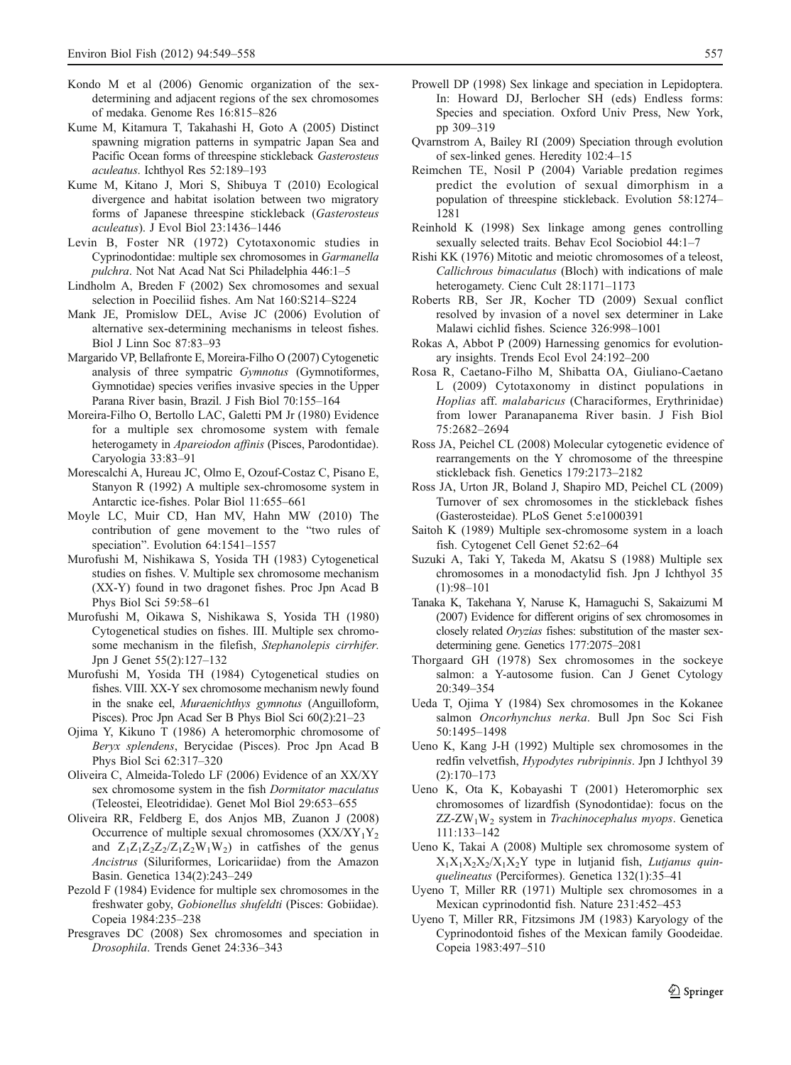Kondo M et al (2006) Genomic organization of the sex-determining and adjacent regions of the sex chromosomes of medaka. Genome Res 16:815–826

Kume M, Kitamura T, Takahashi H, Goto A (2005) Distinct spawning migration patterns in sympatric Japan Sea and Pacific Ocean forms of threespine stickleback *Gasterosteus aculeatus*. Ichthyol Res 52:189–193

Kume M, Kitano J, Mori S, Shibuya T (2010) Ecological divergence and habitat isolation between two migratory forms of Japanese threespine stickleback (*Gasterosteus aculeatus*). J Evol Biol 23:1436–1446

Levin B, Foster NR (1972) Cytotaxonomic studies in Cyprinodontidae: multiple sex chromosomes in *Garmanella pulchra*. Not Nat Acad Nat Sci Philadelphia 446:1–5

Lindholm A, Breden F (2002) Sex chromosomes and sexual selection in Poeciliid fishes. Am Nat 160:S214–S224

Mank JE, Promislow DEL, Avise JC (2006) Evolution of alternative sex-determining mechanisms in teleost fishes. Biol J Linn Soc 87:83–93

Margarido VP, Bellafronte E, Moreira-Filho O (2007) Cytogenetic analysis of three sympatric *Gymnotus* (Gymnotiformes, Gymnotidae) species verifies invasive species in the Upper Parana River basin, Brazil. J Fish Biol 70:155–164

Moreira-Filho O, Bertollo LAC, Galetti PM Jr (1980) Evidence for a multiple sex chromosome system with female heterogamety in *Apareiodon affinis* (Pisces, Parodontidae). Caryologia 33:83–91

Morescalchi A, Hureau JC, Olmo E, Ozouf-Costaz C, Pisano E, Stanyon R (1992) A multiple sex-chromosome system in Antarctic ice-fishes. Polar Biol 11:655–661

Moyle LC, Muir CD, Han MV, Hahn MW (2010) The contribution of gene movement to the "two rules of speciation". Evolution 64:1541–1557

Murofushi M, Nishikawa S, Yosida TH (1983) Cytogenetical studies on fishes. V. Multiple sex chromosome mechanism (XX-Y) found in two dragonet fishes. Proc Jpn Acad B Phys Biol Sci 59:58–61

Murofushi M, Oikawa S, Nishikawa S, Yosida TH (1980) Cytogenetical studies on fishes. III. Multiple sex chromosome mechanism in the filefish, *Stephanolepis cirrhifer*. Jpn J Genet 55(2):127–132

Murofushi M, Yosida TH (1984) Cytogenetical studies on fishes. VIII. XX-Y sex chromosome mechanism newly found in the snake eel, *Muraenichthys gymnotus* (Anguilloform, Pisces). Proc Jpn Acad Ser B Phys Biol Sci 60(2):21–23

Ojima Y, Kikuno T (1986) A heteromorphic chromosome of *Beryx splendens*, Berycidae (Pisces). Proc Jpn Acad B Phys Biol Sci 62:317–320

Oliveira C, Almeida-Toledo LF (2006) Evidence of an XX/XY sex chromosome system in the fish *Dormitator maculatus* (Teleostei, Eleotrididae). Genet Mol Biol 29:653–655

Oliveira RR, Feldberg E, dos Anjos MB, Zuanon J (2008) Occurrence of multiple sexual chromosomes ($XX/XY_1Y_2$ and $Z_1Z_1Z_2Z_2/Z_1Z_2W_1W_2$) in catfishes of the genus *Ancistrus* (Siluriformes, Loricariidae) from the Amazon Basin. Genetica 134(2):243–249

Pezold F (1984) Evidence for multiple sex chromosomes in the freshwater goby, *Gobionellus shufeldti* (Pisces: Gobiidae). Copeia 1984:235–238

Presgraves DC (2008) Sex chromosomes and speciation in *Drosophila*. Trends Genet 24:336–343

Prowell DP (1998) Sex linkage and speciation in Lepidoptera. In: Howard DJ, Berlocher SH (eds) Endless forms: Species and speciation. Oxford Univ Press, New York, pp 309–319

Qvarnstrom A, Bailey RI (2009) Speciation through evolution of sex-linked genes. Heredity 102:4–15

Reimchen TE, Nosil P (2004) Variable predation regimes predict the evolution of sexual dimorphism in a population of threespine stickleback. Evolution 58:1274–1281

Reinhold K (1998) Sex linkage among genes controlling sexually selected traits. Behav Ecol Sociobiol 44:1–7

Rishi KK (1976) Mitotic and meiotic chromosomes of a teleost, *Callichrous bimaculatus* (Bloch) with indications of male heterogamety. Cienc Cult 28:1171–1173

Roberts RB, Ser JR, Kocher TD (2009) Sexual conflict resolved by invasion of a novel sex determiner in Lake Malawi cichlid fishes. Science 326:998–1001

Rokas A, Abbot P (2009) Harnessing genomics for evolutionary insights. Trends Ecol Evol 24:192–200

Rosa R, Caetano-Filho M, Shibatta OA, Giuliano-Caetano L (2009) Cytotaxonomy in distinct populations in *Hoplias* aff. *malabaricus* (Characiformes, Erythrinidae) from lower Paranapanema River basin. J Fish Biol 75:2682–2694

Ross JA, Peichel CL (2008) Molecular cytogenetic evidence of rearrangements on the Y chromosome of the threespine stickleback fish. Genetics 179:2173–2182

Ross JA, Urton JR, Boland J, Shapiro MD, Peichel CL (2009) Turnover of sex chromosomes in the stickleback fishes (Gasterosteidae). PLoS Genet 5:e1000391

Saitoh K (1989) Multiple sex-chromosome system in a loach fish. Cytogenet Cell Genet 52:62–64

Suzuki A, Taki Y, Takeda M, Akatsu S (1988) Multiple sex chromosomes in a monodactylid fish. Jpn J Ichthyol 35 (1):98–101

Tanaka K, Takehana Y, Naruse K, Hamaguchi S, Sakaizumi M (2007) Evidence for different origins of sex chromosomes in closely related *Oryzias* fishes: substitution of the master sex-determining gene. Genetics 177:2075–2081

Thorgaard GH (1978) Sex chromosomes in the sockeye salmon: a Y-autosome fusion. Can J Genet Cytology 20:349–354

Ueda T, Ojima Y (1984) Sex chromosomes in the Kokanee salmon *Oncorhynchus nerka*. Bull Jpn Soc Sci Fish 50:1495–1498

Ueno K, Kang J-H (1992) Multiple sex chromosomes in the redfin velvetfish, *Hypodytes rubripinnis*. Jpn J Ichthyol 39 (2):170–173

Ueno K, Ota K, Kobayashi T (2001) Heteromorphic sex chromosomes of lizardfish (Synodontidae): focus on the $ZZ\text{-}ZW_1W_2$ system in *Trachinocephalus myops*. Genetica 111:133–142

Ueno K, Takai A (2008) Multiple sex chromosome system of $X_1X_1X_2X_2/X_1X_2Y$ type in lutjanid fish, *Lutjanus quinquelineatus* (Perciformes). Genetica 132(1):35–41

Uyeno T, Miller RR (1971) Multiple sex chromosomes in a Mexican cyprinodontid fish. Nature 231:452–453

Uyeno T, Miller RR, Fitzsimons JM (1983) Karyology of the Cyprinodontoid fishes of the Mexican family Goodeidae. Copeia 1983:497–510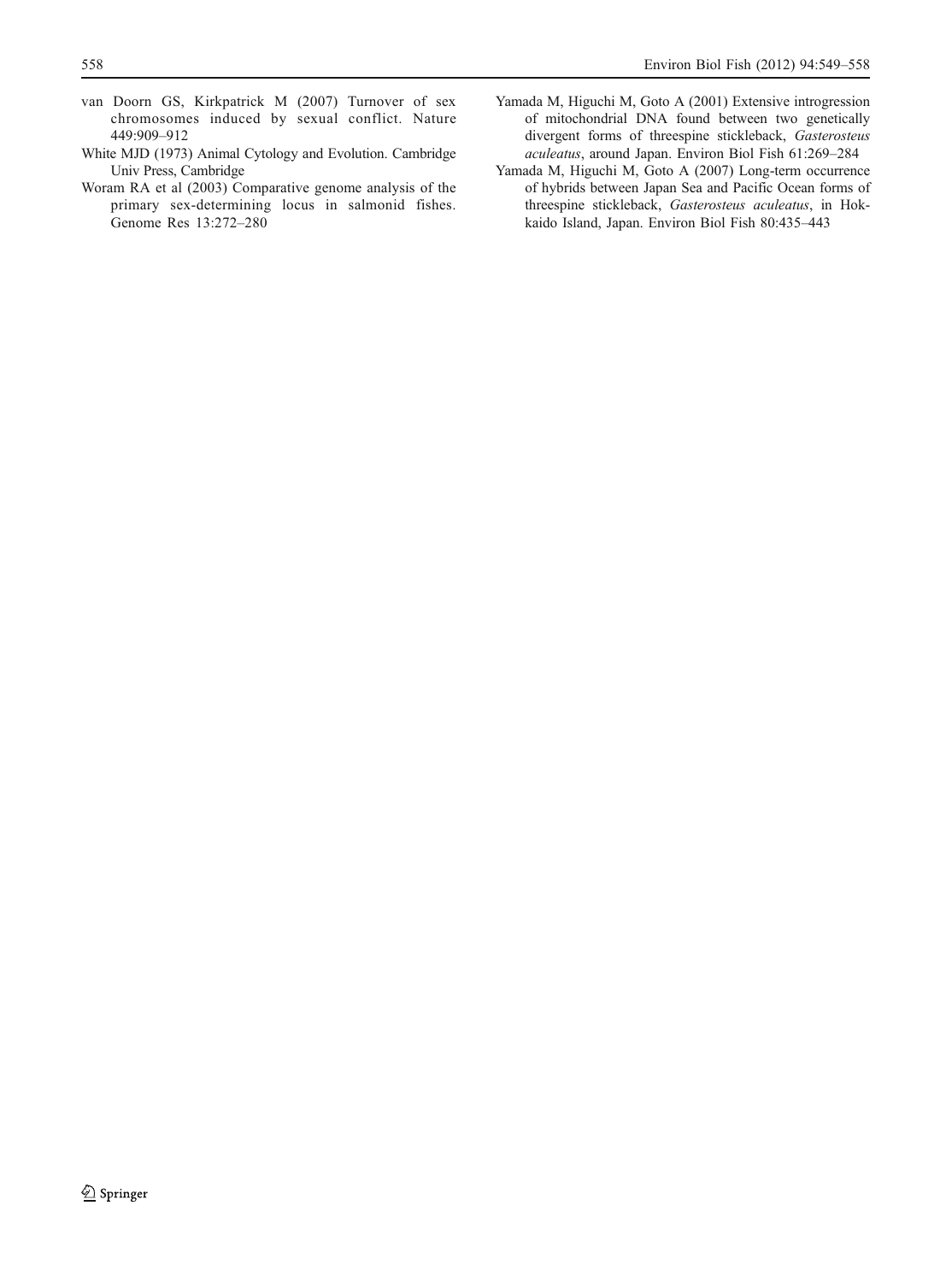van Doorn GS, Kirkpatrick M (2007) Turnover of sex chromosomes induced by sexual conflict. Nature 449:909–912

White MJD (1973) Animal Cytology and Evolution. Cambridge Univ Press, Cambridge

Woram RA et al (2003) Comparative genome analysis of the primary sex-determining locus in salmonid fishes. Genome Res 13:272–280

Yamada M, Higuchi M, Goto A (2001) Extensive introgression of mitochondrial DNA found between two genetically divergent forms of threespine stickleback, *Gasterosteus aculeatus*, around Japan. Environ Biol Fish 61:269–284

Yamada M, Higuchi M, Goto A (2007) Long-term occurrence of hybrids between Japan Sea and Pacific Ocean forms of threespine stickleback, *Gasterosteus aculeatus*, in Hokkaido Island, Japan. Environ Biol Fish 80:435–443